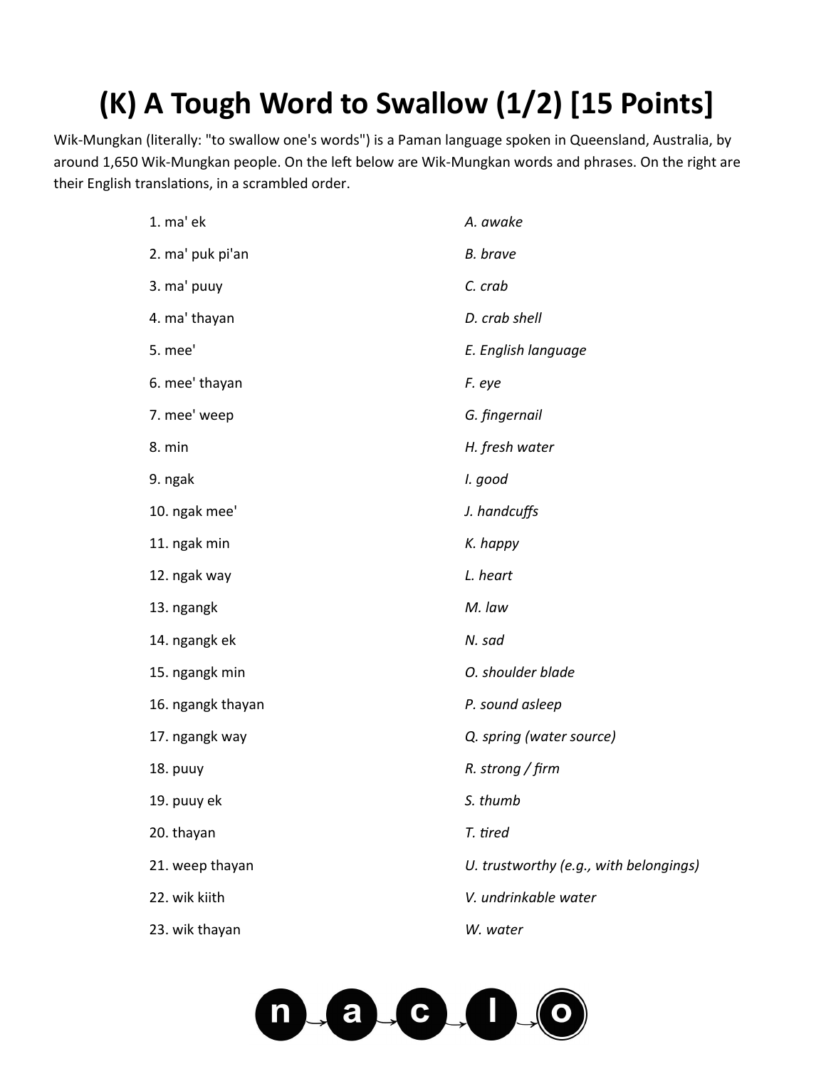# (K) A Tough Word to Swallow (1/2) [15 Points]

Wik-Mungkan (literally: "to swallow one's words") is a Paman language spoken in Queensland, Australia, by around 1,650 Wik-Mungkan people. On the left below are Wik-Mungkan words and phrases. On the right are their English translations, in a scrambled order.

| | |
|---|---|
| 1. ma' ek | *A. awake* |
| 2. ma' puk pi'an | *B. brave* |
| 3. ma' puuy | *C. crab* |
| 4. ma' thayan | *D. crab shell* |
| 5. mee' | *E. English language* |
| 6. mee' thayan | *F. eye* |
| 7. mee' weep | *G. fingernail* |
| 8. min | *H. fresh water* |
| 9. ngak | *I. good* |
| 10. ngak mee' | *J. handcuffs* |
| 11. ngak min | *K. happy* |
| 12. ngak way | *L. heart* |
| 13. ngangk | *M. law* |
| 14. ngangk ek | *N. sad* |
| 15. ngangk min | *O. shoulder blade* |
| 16. ngangk thayan | *P. sound asleep* |
| 17. ngangk way | *Q. spring (water source)* |
| 18. puuy | *R. strong / firm* |
| 19. puuy ek | *S. thumb* |
| 20. thayan | *T. tired* |
| 21. weep thayan | *U. trustworthy (e.g., with belongings)* |
| 22. wik kiith | *V. undrinkable water* |
| 23. wik thayan | *W. water* |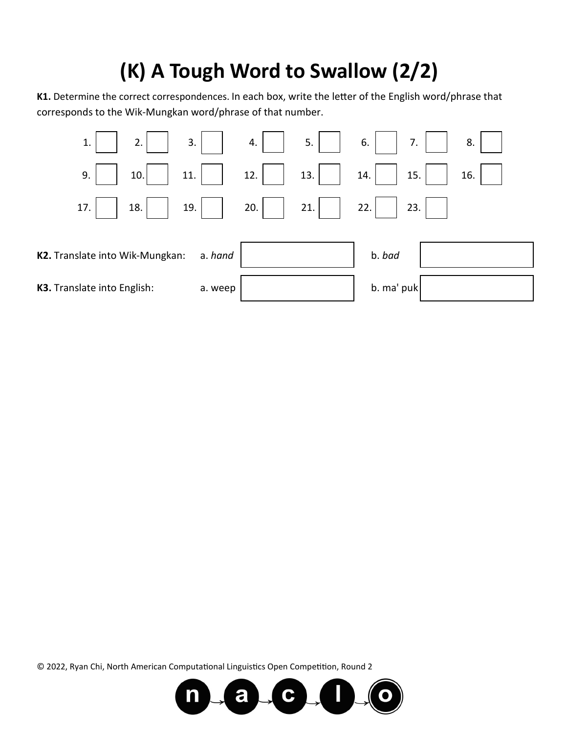# (K) A Tough Word to Swallow (2/2)

**K1.** Determine the correct correspondences. In each box, write the letter of the English word/phrase that corresponds to the Wik-Mungkan word/phrase of that number.

| | | | | | | | |
|---|---|---|---|---|---|---|---|
| 1. | 2. | 3. | 4. | 5. | 6. | 7. | 8. |
| 9. | 10. | 11. | 12. | 13. | 14. | 15. | 16. |
| 17. | 18. | 19. | 20. | 21. | 22. | 23. | |

**K2.** Translate into Wik-Mungkan: a. *hand* b. *bad*

**K3.** Translate into English: a. weep b. ma' puk

© 2022, Ryan Chi, North American Computational Linguistics Open Competition, Round 2